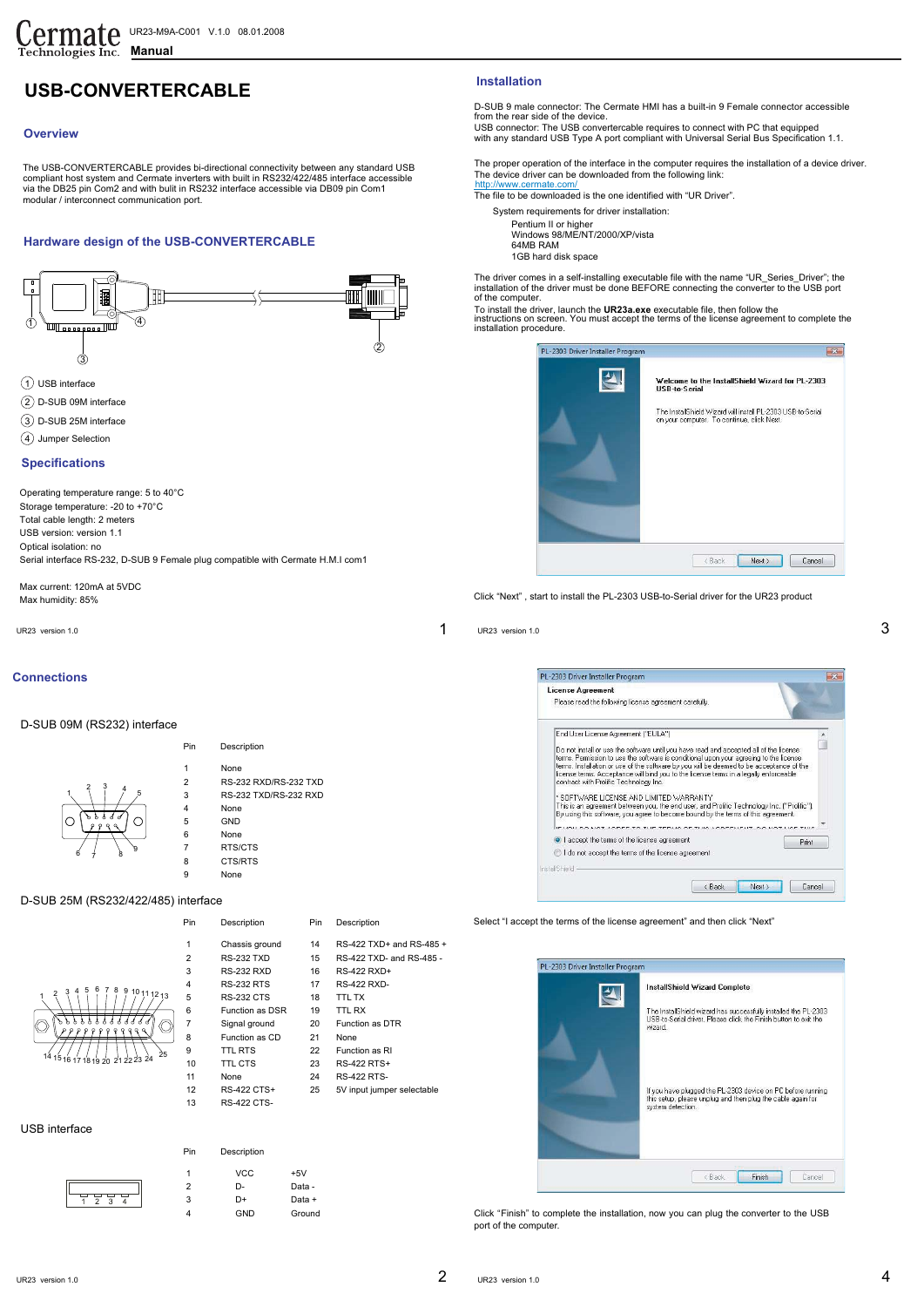# USB-CONVERTERCABLE

## Overview

The USB-CONVERTERCABLE provides bi-directional connectivity between any standard USB compliant host system and Cermate inverters with built in RS232/422/485 interface accessible via the DB25 pin Com2 and with built in RS232 interface accessible via DB09 pin Com1 modular / interconnect communication port.

## Hardware design of the USB-CONVERTERCABLE

1. USB interface
2. D-SUB 09M interface
3. D-SUB 25M interface
4. Jumper Selection

## Specifications

Operating temperature range: 5 to 40°C
Storage temperature: -20 to +70°C
Total cable length: 2 meters
USB version: version 1.1
Optical isolation: no
Serial interface RS-232, D-SUB 9 Female plug compatible with Cermate H.M.I com1

Max current: 120mA at 5VDC
Max humidity: 85%

## Installation

D-SUB 9 male connector: The Cermate HMI has a built-in 9 Female connector accessible from the rear side of the device.
USB connector: The USB convertercable requires to connect with PC that equipped with any standard USB Type A port compliant with Universal Serial Bus Specification 1.1.

The proper operation of the interface in the computer requires the installation of a device driver. The device driver can be downloaded from the following link:
http://www.cermate.com/
The file to be downloaded is the one identified with "UR Driver".

System requirements for driver installation:

- Pentium II or higher
- Windows 98/ME/NT/2000/XP/vista
- 64MB RAM
- 1GB hard disk space

The driver comes in a self-installing executable file with the name "UR_Series_Driver"; the installation of the driver must be done BEFORE connecting the converter to the USB port of the computer.
To install the driver, launch the **UR23a.exe** executable file, then follow the instructions on screen. You must accept the terms of the license agreement to complete the installation procedure.

Click "Next" , start to install the PL-2303 USB-to-Serial driver for the UR23 product

## Connections

### D-SUB 09M (RS232) interface

| Pin | Description |
|---|---|
| 1 | None |
| 2 | RS-232 RXD/RS-232 TXD |
| 3 | RS-232 TXD/RS-232 RXD |
| 4 | None |
| 5 | GND |
| 6 | None |
| 7 | RTS/CTS |
| 8 | CTS/RTS |
| 9 | None |

### D-SUB 25M (RS232/422/485) interface

| Pin | Description | Pin | Description |
|---|---|---|---|
| 1 | Chassis ground | 14 | RS-422 TXD+ and RS-485 + |
| 2 | RS-232 TXD | 15 | RS-422 TXD- and RS-485 - |
| 3 | RS-232 RXD | 16 | RS-422 RXD+ |
| 4 | RS-232 RTS | 17 | RS-422 RXD- |
| 5 | RS-232 CTS | 18 | TTL TX |
| 6 | Function as DSR | 19 | TTL RX |
| 7 | Signal ground | 20 | Function as DTR |
| 8 | Function as CD | 21 | None |
| 9 | TTL RTS | 22 | Function as RI |
| 10 | TTL CTS | 23 | RS-422 RTS+ |
| 11 | None | 24 | RS-422 RTS- |
| 12 | RS-422 CTS+ | 25 | 5V input jumper selectable |
| 13 | RS-422 CTS- | | |

### USB interface

| Pin | Description | |
|---|---|---|
| 1 | VCC | +5V |
| 2 | D- | Data - |
| 3 | D+ | Data + |
| 4 | GND | Ground |

Select "I accept the terms of the license agreement" and then click "Next"

Click "Finish" to complete the installation, now you can plug the converter to the USB port of the computer.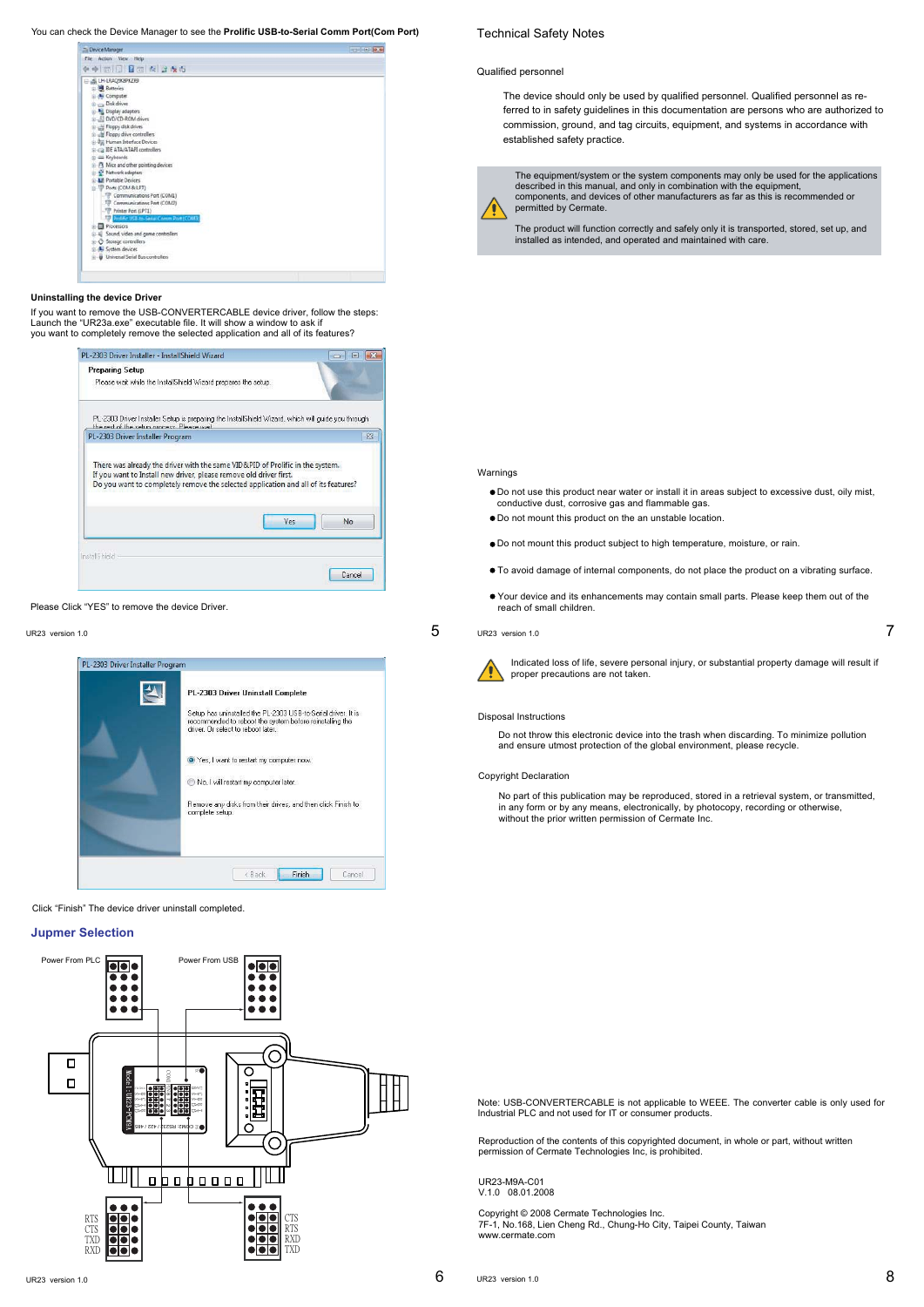You can check the Device Manager to see the **Prolific USB-to-Serial Comm Port(Com Port)**

### Uninstalling the device Driver

If you want to remove the USB-CONVERTERCABLE device driver, follow the steps:
Launch the "UR23a.exe" executable file. It will show a window to ask if you want to completely remove the selected application and all of its features?

Please Click "YES" to remove the device Driver.

Click "Finish" The device driver uninstall completed.

## Jupmer Selection

Power From PLC

Power From USB

RTS
CTS
TXD
RXD

CTS
RTS
RXD
TXD

## Technical Safety Notes

### Qualified personnel

The device should only be used by qualified personnel. Qualified personnel as referred to in safety guidelines in this documentation are persons who are authorized to commission, ground, and tag circuits, equipment, and systems in accordance with established safety practice.

The equipment/system or the system components may only be used for the applications described in this manual, and only in combination with the equipment, components, and devices of other manufacturers as far as this is recommended or permitted by Cermate.

The product will function correctly and safely only it is transported, stored, set up, and installed as intended, and operated and maintained with care.

### Warnings

- Do not use this product near water or install it in areas subject to excessive dust, oily mist, conductive dust, corrosive gas and flammable gas.
- Do not mount this product on the an unstable location.
- Do not mount this product subject to high temperature, moisture, or rain.
- To avoid damage of internal components, do not place the product on a vibrating surface.
- Your device and its enhancements may contain small parts. Please keep them out of the reach of small children.

Indicated loss of life, severe personal injury, or substantial property damage will result if proper precautions are not taken.

### Disposal Instructions

Do not throw this electronic device into the trash when discarding. To minimize pollution and ensure utmost protection of the global environment, please recycle.

### Copyright Declaration

No part of this publication may be reproduced, stored in a retrieval system, or transmitted, in any form or by any means, electronically, by photocopy, recording or otherwise, without the prior written permission of Cermate Inc.

Note: USB-CONVERTERCABLE is not applicable to WEEE. The converter cable is only used for Industrial PLC and not used for IT or consumer products.

Reproduction of the contents of this copyrighted document, in whole or part, without written permission of Cermate Technologies Inc, is prohibited.

UR23-M9A-C01
V.1.0 08.01.2008

Copyright © 2008 Cermate Technologies Inc.
7F-1, No.168, Lien Cheng Rd., Chung-Ho City, Taipei County, Taiwan
www.cermate.com